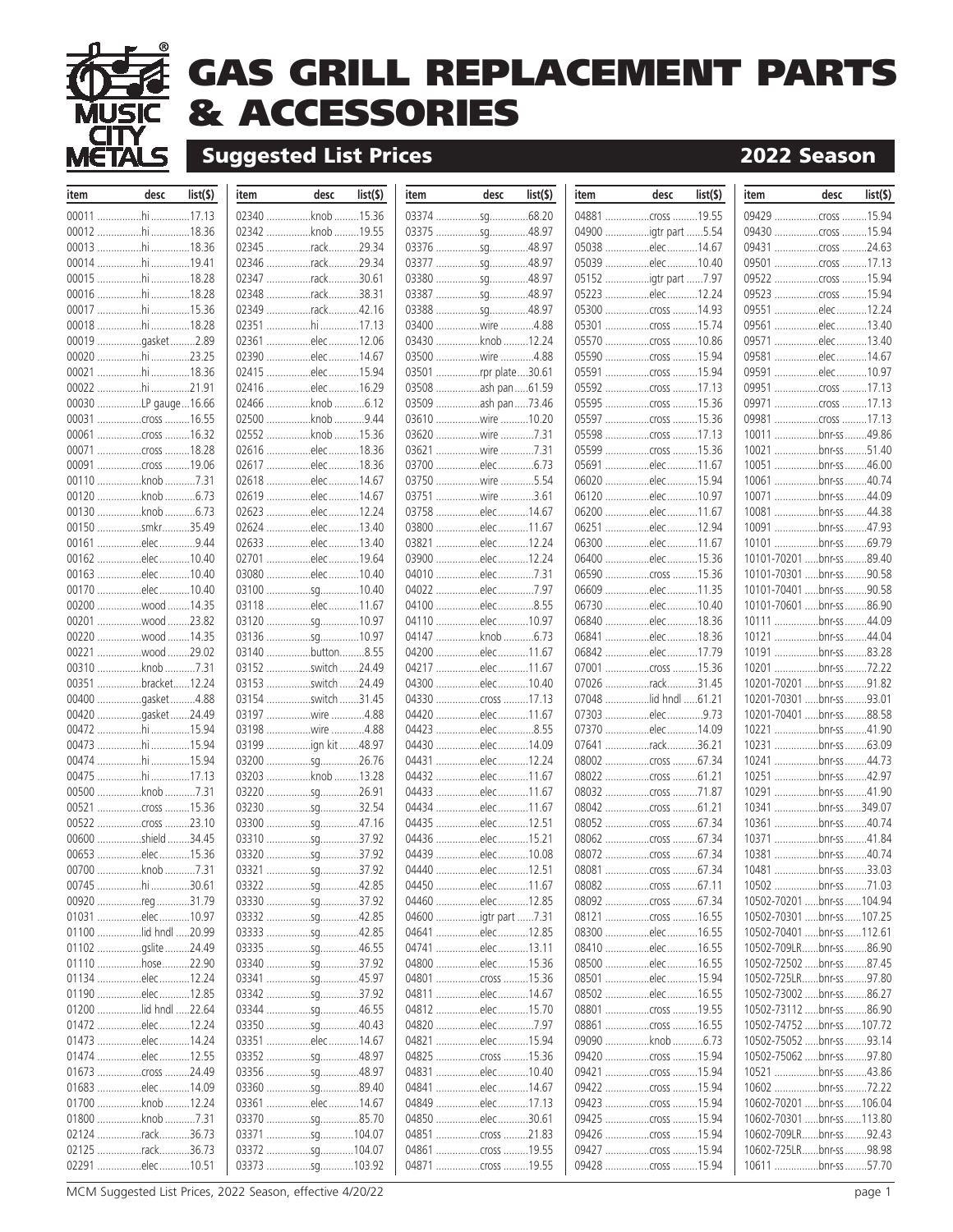# GAS GRILL REPLACEMENT PARTS & ACCESSORIES

## Suggested List Prices — 2022 Season

| item | desc | list($) |
|---|---|---|
| 00011 | hi | 17.13 |
| 00012 | hi | 18.36 |
| 00013 | hi | 18.36 |
| 00014 | hi | 19.41 |
| 00015 | hi | 18.28 |
| 00016 | hi | 18.28 |
| 00017 | hi | 15.36 |
| 00018 | hi | 18.28 |
| 00019 | gasket | 2.89 |
| 00020 | hi | 23.25 |
| 00021 | hi | 18.36 |
| 00022 | hi | 21.91 |
| 00030 | LP gauge | 16.66 |
| 00031 | cross | 16.55 |
| 00061 | cross | 16.32 |
| 00071 | cross | 18.28 |
| 00091 | cross | 19.06 |
| 00110 | knob | 7.31 |
| 00120 | knob | 6.73 |
| 00130 | knob | 6.73 |
| 00150 | smkr | 35.49 |
| 00161 | elec | 9.44 |
| 00162 | elec | 10.40 |
| 00163 | elec | 10.40 |
| 00170 | elec | 10.40 |
| 00200 | wood | 14.35 |
| 00201 | wood | 23.82 |
| 00220 | wood | 14.35 |
| 00221 | wood | 29.02 |
| 00310 | knob | 7.31 |
| 00351 | bracket | 12.24 |
| 00400 | gasket | 4.88 |
| 00420 | gasket | 24.49 |
| 00472 | hi | 15.94 |
| 00473 | hi | 15.94 |
| 00474 | hi | 15.94 |
| 00475 | hi | 17.13 |
| 00500 | knob | 7.31 |
| 00521 | cross | 15.36 |
| 00522 | cross | 23.10 |
| 00600 | shield | 34.45 |
| 00653 | elec | 15.36 |
| 00700 | knob | 7.31 |
| 00745 | hi | 30.61 |
| 00920 | reg | 31.79 |
| 01031 | elec | 10.97 |
| 01100 | lid hndl | 20.99 |
| 01102 | gslite | 24.49 |
| 01110 | hose | 22.90 |
| 01134 | elec | 12.24 |
| 01190 | elec | 12.85 |
| 01200 | lid hndl | 22.64 |
| 01472 | elec | 12.24 |
| 01473 | elec | 14.24 |
| 01474 | elec | 12.55 |
| 01673 | cross | 24.49 |
| 01683 | elec | 14.09 |
| 01700 | knob | 12.24 |
| 01800 | knob | 7.31 |
| 02124 | rack | 36.73 |
| 02125 | rack | 36.73 |
| 02291 | elec | 10.51 |
| 02340 | knob | 15.36 |
| 02342 | knob | 19.55 |
| 02345 | rack | 29.34 |
| 02346 | rack | 29.34 |
| 02347 | rack | 30.61 |
| 02348 | rack | 38.31 |
| 02349 | rack | 42.16 |
| 02351 | hi | 17.13 |
| 02361 | elec | 12.06 |
| 02390 | elec | 14.67 |
| 02415 | elec | 15.94 |
| 02416 | elec | 16.29 |
| 02466 | knob | 6.12 |
| 02500 | knob | 9.44 |
| 02552 | knob | 15.36 |
| 02616 | elec | 18.36 |
| 02617 | elec | 18.36 |
| 02618 | elec | 14.67 |
| 02619 | elec | 14.67 |
| 02623 | elec | 12.24 |
| 02624 | elec | 13.40 |
| 02633 | elec | 13.40 |
| 02701 | elec | 19.64 |
| 03080 | elec | 10.40 |
| 03100 | sg | 10.40 |
| 03118 | elec | 11.67 |
| 03120 | sg | 10.97 |
| 03136 | sg | 10.97 |
| 03140 | button | 8.55 |
| 03152 | switch | 24.49 |
| 03153 | switch | 24.49 |
| 03154 | switch | 31.45 |
| 03197 | wire | 4.88 |
| 03198 | wire | 4.88 |
| 03199 | ign kit | 48.97 |
| 03200 | sg | 26.76 |
| 03203 | knob | 13.28 |
| 03220 | sg | 26.91 |
| 03230 | sg | 32.54 |
| 03300 | sg | 47.16 |
| 03310 | sg | 37.92 |
| 03320 | sg | 37.92 |
| 03321 | sg | 37.92 |
| 03322 | sg | 42.85 |
| 03330 | sg | 37.92 |
| 03332 | sg | 42.85 |
| 03333 | sg | 42.85 |
| 03335 | sg | 46.55 |
| 03340 | sg | 37.92 |
| 03341 | sg | 45.97 |
| 03342 | sg | 37.92 |
| 03344 | sg | 46.55 |
| 03350 | sg | 40.43 |
| 03351 | elec | 14.67 |
| 03352 | sg | 48.97 |
| 03356 | sg | 48.97 |
| 03360 | sg | 89.40 |
| 03361 | elec | 14.67 |
| 03370 | sg | 85.70 |
| 03371 | sg | 104.07 |
| 03372 | sg | 104.07 |
| 03373 | sg | 103.92 |
| 03374 | sg | 68.20 |
| 03375 | sg | 48.97 |
| 03376 | sg | 48.97 |
| 03377 | sg | 48.97 |
| 03380 | sg | 48.97 |
| 03387 | sg | 48.97 |
| 03388 | sg | 48.97 |
| 03400 | wire | 4.88 |
| 03430 | knob | 12.24 |
| 03500 | wire | 4.88 |
| 03501 | rpr plate | 30.61 |
| 03508 | ash pan | 61.59 |
| 03509 | ash pan | 73.46 |
| 03610 | wire | 10.20 |
| 03620 | wire | 7.31 |
| 03621 | wire | 7.31 |
| 03700 | elec | 6.73 |
| 03750 | wire | 5.54 |
| 03751 | wire | 3.61 |
| 03758 | elec | 14.67 |
| 03800 | elec | 11.67 |
| 03821 | elec | 12.24 |
| 03900 | elec | 12.24 |
| 04010 | elec | 7.31 |
| 04022 | elec | 7.97 |
| 04100 | elec | 8.55 |
| 04110 | elec | 10.97 |
| 04147 | knob | 6.73 |
| 04200 | elec | 11.67 |
| 04217 | elec | 11.67 |
| 04300 | elec | 10.40 |
| 04330 | cross | 17.13 |
| 04420 | elec | 11.67 |
| 04423 | elec | 8.55 |
| 04430 | elec | 14.09 |
| 04431 | elec | 12.24 |
| 04432 | elec | 11.67 |
| 04433 | elec | 11.67 |
| 04434 | elec | 11.67 |
| 04435 | elec | 12.51 |
| 04436 | elec | 15.21 |
| 04439 | elec | 10.08 |
| 04440 | elec | 12.51 |
| 04450 | elec | 11.67 |
| 04460 | elec | 12.85 |
| 04600 | igtr part | 7.31 |
| 04641 | elec | 12.85 |
| 04741 | elec | 13.11 |
| 04800 | elec | 15.36 |
| 04801 | cross | 15.36 |
| 04811 | elec | 14.67 |
| 04812 | elec | 15.70 |
| 04820 | elec | 7.97 |
| 04821 | elec | 15.94 |
| 04825 | cross | 15.36 |
| 04831 | elec | 10.40 |
| 04841 | elec | 14.67 |
| 04849 | elec | 17.13 |
| 04850 | elec | 30.61 |
| 04851 | cross | 21.83 |
| 04861 | cross | 19.55 |
| 04871 | cross | 19.55 |
| 04881 | cross | 19.55 |
| 04900 | igtr part | 5.54 |
| 05038 | elec | 14.67 |
| 05039 | elec | 10.40 |
| 05152 | igtr part | 7.97 |
| 05223 | elec | 12.24 |
| 05300 | cross | 14.93 |
| 05301 | cross | 15.74 |
| 05570 | cross | 10.86 |
| 05590 | cross | 15.94 |
| 05591 | cross | 15.94 |
| 05592 | cross | 17.13 |
| 05595 | cross | 15.36 |
| 05597 | cross | 15.36 |
| 05598 | cross | 17.13 |
| 05599 | cross | 15.36 |
| 05691 | elec | 11.67 |
| 06020 | elec | 15.94 |
| 06120 | elec | 10.97 |
| 06200 | elec | 11.67 |
| 06251 | elec | 12.94 |
| 06300 | elec | 11.67 |
| 06400 | elec | 15.36 |
| 06590 | cross | 15.36 |
| 06609 | elec | 11.35 |
| 06730 | elec | 10.40 |
| 06840 | elec | 18.36 |
| 06841 | elec | 18.36 |
| 06842 | elec | 17.79 |
| 07001 | cross | 15.36 |
| 07026 | rack | 31.45 |
| 07048 | lid hndl | 61.21 |
| 07303 | elec | 9.73 |
| 07370 | elec | 14.09 |
| 07641 | rack | 36.21 |
| 08002 | cross | 67.34 |
| 08022 | cross | 61.21 |
| 08032 | cross | 71.87 |
| 08042 | cross | 61.21 |
| 08052 | cross | 67.34 |
| 08062 | cross | 67.34 |
| 08072 | cross | 67.34 |
| 08081 | cross | 67.34 |
| 08082 | cross | 67.11 |
| 08092 | cross | 67.34 |
| 08121 | cross | 16.55 |
| 08300 | elec | 16.55 |
| 08410 | elec | 16.55 |
| 08500 | elec | 16.55 |
| 08501 | elec | 15.94 |
| 08502 | elec | 16.55 |
| 08801 | cross | 19.55 |
| 08861 | cross | 16.55 |
| 09090 | knob | 6.73 |
| 09420 | cross | 15.94 |
| 09421 | cross | 15.94 |
| 09422 | cross | 15.94 |
| 09423 | cross | 15.94 |
| 09425 | cross | 15.94 |
| 09426 | cross | 15.94 |
| 09427 | cross | 15.94 |
| 09428 | cross | 15.94 |
| 09429 | cross | 15.94 |
| 09430 | cross | 15.94 |
| 09431 | cross | 24.63 |
| 09501 | cross | 17.13 |
| 09522 | cross | 15.94 |
| 09523 | cross | 15.94 |
| 09551 | elec | 12.24 |
| 09561 | elec | 13.40 |
| 09571 | elec | 13.40 |
| 09581 | elec | 14.67 |
| 09591 | elec | 10.97 |
| 09951 | cross | 17.13 |
| 09971 | cross | 17.13 |
| 09981 | cross | 17.13 |
| 10011 | bnr-ss | 49.86 |
| 10021 | bnr-ss | 51.40 |
| 10051 | bnr-ss | 46.00 |
| 10061 | bnr-ss | 40.74 |
| 10071 | bnr-ss | 44.09 |
| 10081 | bnr-ss | 44.38 |
| 10091 | bnr-ss | 47.93 |
| 10101 | bnr-ss | 69.79 |
| 10101-70201 | bnr-ss | 89.40 |
| 10101-70301 | bnr-ss | 90.58 |
| 10101-70401 | bnr-ss | 90.58 |
| 10101-70601 | bnr-ss | 86.90 |
| 10111 | bnr-ss | 44.09 |
| 10121 | bnr-ss | 44.04 |
| 10191 | bnr-ss | 83.28 |
| 10201 | bnr-ss | 72.22 |
| 10201-70201 | bnr-ss | 91.82 |
| 10201-70301 | bnr-ss | 93.01 |
| 10201-70401 | bnr-ss | 88.58 |
| 10221 | bnr-ss | 41.90 |
| 10231 | bnr-ss | 63.09 |
| 10241 | bnr-ss | 44.73 |
| 10251 | bnr-ss | 42.97 |
| 10291 | bnr-ss | 41.90 |
| 10341 | bnr-ss | 349.07 |
| 10361 | bnr-ss | 40.74 |
| 10371 | bnr-ss | 41.84 |
| 10381 | bnr-ss | 40.74 |
| 10481 | bnr-ss | 33.03 |
| 10502 | bnr-ss | 71.03 |
| 10502-70201 | bnr-ss | 104.94 |
| 10502-70301 | bnr-ss | 107.25 |
| 10502-70401 | bnr-ss | 112.61 |
| 10502-709LR | bnr-ss | 86.90 |
| 10502-72502 | bnr-ss | 87.45 |
| 10502-725LR | bnr-ss | 97.80 |
| 10502-73002 | bnr-ss | 86.27 |
| 10502-73112 | bnr-ss | 86.90 |
| 10502-74752 | bnr-ss | 107.72 |
| 10502-75052 | bnr-ss | 93.14 |
| 10502-75062 | bnr-ss | 97.80 |
| 10521 | bnr-ss | 43.86 |
| 10602 | bnr-ss | 72.22 |
| 10602-70201 | bnr-ss | 106.04 |
| 10602-70301 | bnr-ss | 113.80 |
| 10602-709LR | bnr-ss | 92.43 |
| 10602-725LR | bnr-ss | 98.98 |
| 10611 | bnr-ss | 57.70 |

MCM Suggested List Prices, 2022 Season, effective 4/20/22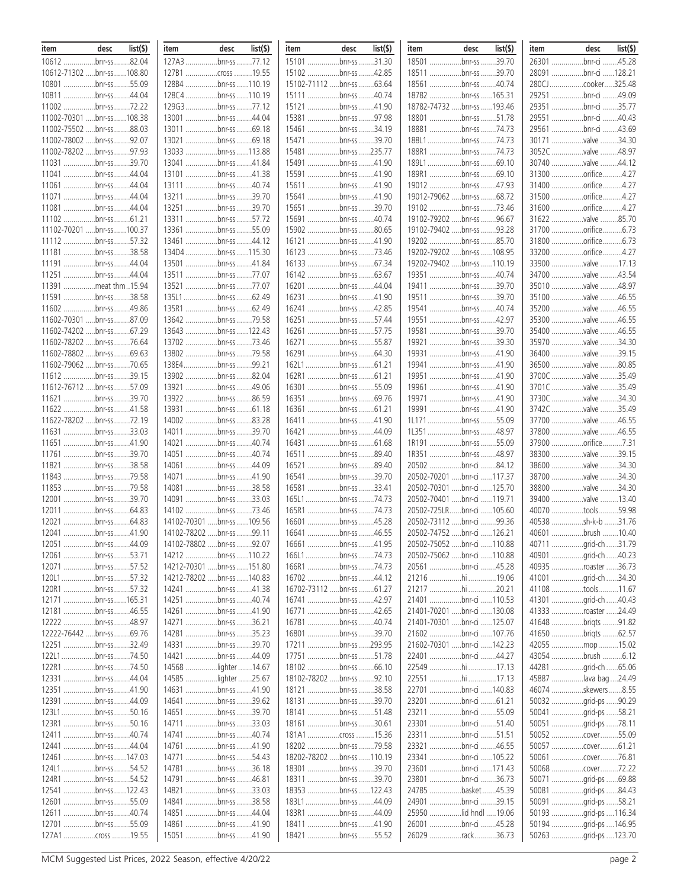| item | desc | list($) |
|---|---|---|
| 10612 | bnr-ss | 82.04 |
| 10612-71302 | bnr-ss | 108.80 |
| 10801 | bnr-ss | 55.09 |
| 10811 | bnr-ss | 44.04 |
| 11002 | bnr-ss | 72.22 |
| 11002-70301 | bnr-ss | 108.38 |
| 11002-75502 | bnr-ss | 88.03 |
| 11002-78002 | bnr-ss | 92.07 |
| 11002-78202 | bnr-ss | 97.93 |
| 11031 | bnr-ss | 39.70 |
| 11041 | bnr-ss | 44.04 |
| 11061 | bnr-ss | 44.04 |
| 11071 | bnr-ss | 44.04 |
| 11081 | bnr-ss | 44.04 |
| 11102 | bnr-ss | 61.21 |
| 11102-70201 | bnr-ss | 100.37 |
| 11112 | bnr-ss | 57.32 |
| 11181 | bnr-ss | 38.58 |
| 11191 | bnr-ss | 44.04 |
| 11251 | bnr-ss | 44.04 |
| 11391 | meat thm | 15.94 |
| 11591 | bnr-ss | 38.58 |
| 11602 | bnr-ss | 49.86 |
| 11602-70301 | bnr-ss | 87.09 |
| 11602-74202 | bnr-ss | 67.29 |
| 11602-78202 | bnr-ss | 76.64 |
| 11602-78802 | bnr-ss | 69.63 |
| 11602-79062 | bnr-ss | 70.65 |
| 11612 | bnr-ss | 39.15 |
| 11612-76712 | bnr-ss | 57.09 |
| 11621 | bnr-ss | 39.70 |
| 11622 | bnr-ss | 41.58 |
| 11622-78202 | bnr-ss | 72.19 |
| 11631 | bnr-ss | 33.03 |
| 11651 | bnr-ss | 41.90 |
| 11761 | bnr-ss | 39.70 |
| 11821 | bnr-ss | 38.58 |
| 11843 | bnr-ss | 79.58 |
| 11853 | bnr-ss | 79.58 |
| 12001 | bnr-ss | 39.70 |
| 12011 | bnr-ss | 64.83 |
| 12021 | bnr-ss | 64.83 |
| 12041 | bnr-ss | 41.90 |
| 12051 | bnr-ss | 44.09 |
| 12061 | bnr-ss | 53.71 |
| 12071 | bnr-ss | 57.52 |
| 120L1 | bnr-ss | 57.32 |
| 120R1 | bnr-ss | 57.32 |
| 12171 | bnr-ss | 165.31 |
| 12181 | bnr-ss | 46.55 |
| 12222 | bnr-ss | 48.97 |
| 12222-76442 | bnr-ss | 69.76 |
| 12251 | bnr-ss | 32.49 |
| 122L1 | bnr-ss | 74.50 |
| 122R1 | bnr-ss | 74.50 |
| 12331 | bnr-ss | 44.04 |
| 12351 | bnr-ss | 41.90 |
| 12391 | bnr-ss | 44.09 |
| 123L1 | bnr-ss | 50.16 |
| 123R1 | bnr-ss | 50.16 |
| 12411 | bnr-ss | 40.74 |
| 12441 | bnr-ss | 44.04 |
| 12461 | bnr-ss | 147.03 |
| 124L1 | bnr-ss | 54.52 |
| 124R1 | bnr-ss | 54.52 |
| 12541 | bnr-ss | 122.43 |
| 12601 | bnr-ss | 55.09 |
| 12611 | bnr-ss | 40.74 |
| 12701 | bnr-ss | 55.09 |
| 127A1 | cross | 19.55 |
| 127A3 | bnr-ss | 77.12 |
| 127B1 | cross | 19.55 |
| 128B4 | bnr-ss | 110.19 |
| 128C4 | bnr-ss | 110.19 |
| 129G3 | bnr-ss | 77.12 |
| 13001 | bnr-ss | 44.04 |
| 13011 | bnr-ss | 69.18 |
| 13021 | bnr-ss | 69.18 |
| 13033 | bnr-ss | 113.88 |
| 13041 | bnr-ss | 41.84 |
| 13101 | bnr-ss | 41.38 |
| 13111 | bnr-ss | 40.74 |
| 13211 | bnr-ss | 39.70 |
| 13251 | bnr-ss | 39.70 |
| 13311 | bnr-ss | 57.72 |
| 13361 | bnr-ss | 55.09 |
| 13461 | bnr-ss | 44.12 |
| 134D4 | bnr-ss | 115.30 |
| 13501 | bnr-ss | 41.84 |
| 13511 | bnr-ss | 77.07 |
| 13521 | bnr-ss | 77.07 |
| 135L1 | bnr-ss | 62.49 |
| 135R1 | bnr-ss | 62.49 |
| 13642 | bnr-ss | 79.58 |
| 13643 | bnr-ss | 122.43 |
| 13702 | bnr-ss | 73.46 |
| 13802 | bnr-ss | 79.58 |
| 138E4 | bnr-ss | 99.21 |
| 13902 | bnr-ss | 82.04 |
| 13921 | bnr-ss | 49.06 |
| 13922 | bnr-ss | 86.59 |
| 13931 | bnr-ss | 61.18 |
| 14002 | bnr-ss | 83.28 |
| 14011 | bnr-ss | 39.70 |
| 14021 | bnr-ss | 40.74 |
| 14051 | bnr-ss | 40.74 |
| 14061 | bnr-ss | 44.09 |
| 14071 | bnr-ss | 41.90 |
| 14081 | bnr-ss | 38.58 |
| 14091 | bnr-ss | 33.03 |
| 14102 | bnr-ss | 73.46 |
| 14102-70301 | bnr-ss | 109.56 |
| 14102-78202 | bnr-ss | 99.11 |
| 14102-78802 | bnr-ss | 92.07 |
| 14212 | bnr-ss | 110.22 |
| 14212-70301 | bnr-ss | 151.80 |
| 14212-78202 | bnr-ss | 140.83 |
| 14241 | bnr-ss | 41.38 |
| 14251 | bnr-ss | 40.74 |
| 14261 | bnr-ss | 41.90 |
| 14271 | bnr-ss | 36.21 |
| 14281 | bnr-ss | 35.23 |
| 14331 | bnr-ss | 39.70 |
| 14421 | bnr-ss | 44.09 |
| 14568 | lighter | 14.67 |
| 14585 | lighter | 25.67 |
| 14631 | bnr-ss | 41.90 |
| 14641 | bnr-ss | 39.62 |
| 14651 | bnr-ss | 39.70 |
| 14711 | bnr-ss | 33.03 |
| 14741 | bnr-ss | 40.74 |
| 14761 | bnr-ss | 41.90 |
| 14771 | bnr-ss | 54.43 |
| 14781 | bnr-ss | 36.18 |
| 14791 | bnr-ss | 46.81 |
| 14821 | bnr-ss | 33.03 |
| 14841 | bnr-ss | 38.58 |
| 14851 | bnr-ss | 44.04 |
| 14861 | bnr-ss | 41.90 |
| 15051 | bnr-ss | 41.90 |
| 15101 | bnr-ss | 31.30 |
| 15102 | bnr-ss | 42.85 |
| 15102-71112 | bnr-ss | 63.64 |
| 15111 | bnr-ss | 40.74 |
| 15121 | bnr-ss | 41.90 |
| 15381 | bnr-ss | 97.98 |
| 15461 | bnr-ss | 34.19 |
| 15471 | bnr-ss | 39.70 |
| 15481 | bnr-ss | 235.77 |
| 15491 | bnr-ss | 41.90 |
| 15591 | bnr-ss | 41.90 |
| 15611 | bnr-ss | 41.90 |
| 15641 | bnr-ss | 41.90 |
| 15651 | bnr-ss | 39.70 |
| 15691 | bnr-ss | 40.74 |
| 15902 | bnr-ss | 80.65 |
| 16121 | bnr-ss | 41.90 |
| 16123 | bnr-ss | 73.46 |
| 16133 | bnr-ss | 67.34 |
| 16142 | bnr-ss | 63.67 |
| 16201 | bnr-ss | 44.04 |
| 16231 | bnr-ss | 41.90 |
| 16241 | bnr-ss | 42.85 |
| 16251 | bnr-ss | 57.44 |
| 16261 | bnr-ss | 57.75 |
| 16271 | bnr-ss | 55.87 |
| 16291 | bnr-ss | 64.30 |
| 162L1 | bnr-ss | 61.21 |
| 162R1 | bnr-ss | 61.21 |
| 16301 | bnr-ss | 55.09 |
| 16351 | bnr-ss | 69.76 |
| 16361 | bnr-ss | 61.21 |
| 16411 | bnr-ss | 41.90 |
| 16421 | bnr-ss | 44.09 |
| 16431 | bnr-ss | 61.68 |
| 16511 | bnr-ss | 89.40 |
| 16521 | bnr-ss | 89.40 |
| 16541 | bnr-ss | 39.70 |
| 16581 | bnr-ss | 33.41 |
| 165L1 | bnr-ss | 74.73 |
| 165R1 | bnr-ss | 74.73 |
| 16601 | bnr-ss | 45.28 |
| 16641 | bnr-ss | 46.55 |
| 16661 | bnr-ss | 41.95 |
| 166L1 | bnr-ss | 74.73 |
| 166R1 | bnr-ss | 74.73 |
| 16702 | bnr-ss | 44.12 |
| 16702-73112 | bnr-ss | 61.27 |
| 16741 | bnr-ss | 42.97 |
| 16771 | bnr-ss | 42.65 |
| 16781 | bnr-ss | 40.74 |
| 16801 | bnr-ss | 39.70 |
| 17211 | bnr-ss | 293.95 |
| 17751 | bnr-ss | 51.78 |
| 18102 | bnr-ss | 66.10 |
| 18102-78202 | bnr-ss | 92.10 |
| 18121 | bnr-ss | 38.58 |
| 18131 | bnr-ss | 39.70 |
| 18141 | bnr-ss | 51.48 |
| 18161 | bnr-ss | 30.61 |
| 181A1 | cross | 15.36 |
| 18202 | bnr-ss | 79.58 |
| 18202-78202 | bnr-ss | 110.19 |
| 18301 | bnr-ss | 39.70 |
| 18311 | bnr-ss | 39.70 |
| 18353 | bnr-ss | 122.43 |
| 183L1 | bnr-ss | 44.09 |
| 183R1 | bnr-ss | 44.09 |
| 18411 | bnr-ss | 41.90 |
| 18421 | bnr-ss | 55.52 |
| 18501 | bnr-ss | 39.70 |
| 18511 | bnr-ss | 39.70 |
| 18561 | bnr-ss | 40.74 |
| 18782 | bnr-ss | 165.31 |
| 18782-74732 | bnr-ss | 193.46 |
| 18801 | bnr-ss | 51.78 |
| 18881 | bnr-ss | 74.73 |
| 188L1 | bnr-ss | 74.73 |
| 188R1 | bnr-ss | 74.73 |
| 189L1 | bnr-ss | 69.10 |
| 189R1 | bnr-ss | 69.10 |
| 19012 | bnr-ss | 47.93 |
| 19012-79062 | bnr-ss | 68.72 |
| 19102 | bnr-ss | 73.46 |
| 19102-79202 | bnr-ss | 96.67 |
| 19102-79402 | bnr-ss | 93.28 |
| 19202 | bnr-ss | 85.70 |
| 19202-79202 | bnr-ss | 108.95 |
| 19202-79402 | bnr-ss | 110.19 |
| 19351 | bnr-ss | 40.74 |
| 19411 | bnr-ss | 39.70 |
| 19511 | bnr-ss | 39.70 |
| 19541 | bnr-ss | 40.74 |
| 19551 | bnr-ss | 42.97 |
| 19581 | bnr-ss | 39.70 |
| 19921 | bnr-ss | 39.30 |
| 19931 | bnr-ss | 41.90 |
| 19941 | bnr-ss | 41.90 |
| 19951 | bnr-ss | 41.90 |
| 19961 | bnr-ss | 41.90 |
| 19971 | bnr-ss | 41.90 |
| 19991 | bnr-ss | 41.90 |
| 1L171 | bnr-ss | 55.09 |
| 1L351 | bnr-ss | 48.97 |
| 1R191 | bnr-ss | 55.09 |
| 1R351 | bnr-ss | 48.97 |
| 20502 | bnr-ci | 84.12 |
| 20502-70201 | bnr-ci | 117.37 |
| 20502-70301 | bnr-ci | 125.70 |
| 20502-70401 | bnr-ci | 119.71 |
| 20502-725LR | bnr-ci | 105.60 |
| 20502-73112 | bnr-ci | 99.36 |
| 20502-74752 | bnr-ci | 126.21 |
| 20502-75052 | bnr-ci | 110.88 |
| 20502-75062 | bnr-ci | 110.88 |
| 20561 | bnr-ci | 45.28 |
| 21216 | hi | 19.06 |
| 21217 | hi | 20.21 |
| 21401 | bnr-ci | 110.53 |
| 21401-70201 | bnr-ci | 130.08 |
| 21401-70301 | bnr-ci | 125.07 |
| 21602 | bnr-ci | 107.76 |
| 21602-70301 | bnr-ci | 142.23 |
| 22401 | bnr-ci | 44.27 |
| 22549 | hi | 17.13 |
| 22551 | hi | 17.13 |
| 22701 | bnr-ci | 140.83 |
| 23201 | bnr-ci | 61.21 |
| 23211 | bnr-ci | 55.09 |
| 23301 | bnr-ci | 51.40 |
| 23311 | bnr-ci | 51.51 |
| 23321 | bnr-ci | 46.55 |
| 23341 | bnr-ci | 105.22 |
| 23601 | bnr-ci | 171.43 |
| 23801 | bnr-ci | 36.73 |
| 24785 | basket | 45.39 |
| 24901 | bnr-ci | 39.15 |
| 25950 | lid hndl | 19.06 |
| 26001 | bnr-ci | 45.28 |
| 26029 | rack | 36.73 |
| 26301 | bnr-ci | 45.28 |
| 28091 | bnr-ci | 128.21 |
| 280CJ | cooker | 325.48 |
| 29251 | bnr-ci | 49.09 |
| 29351 | bnr-ci | 35.77 |
| 29551 | bnr-ci | 40.43 |
| 29561 | bnr-ci | 43.69 |
| 30171 | valve | 34.30 |
| 3052C | valve | 48.97 |
| 30740 | valve | 44.12 |
| 31300 | orifice | 4.27 |
| 31400 | orifice | 4.27 |
| 31500 | orifice | 4.27 |
| 31600 | orifice | 4.27 |
| 31622 | valve | 85.70 |
| 31700 | orifice | 6.73 |
| 31800 | orifice | 6.73 |
| 33200 | orifice | 4.27 |
| 33900 | valve | 17.13 |
| 34700 | valve | 43.54 |
| 35010 | valve | 48.97 |
| 35100 | valve | 46.55 |
| 35200 | valve | 46.55 |
| 35300 | valve | 46.55 |
| 35400 | valve | 46.55 |
| 35970 | valve | 34.30 |
| 36400 | valve | 39.15 |
| 36500 | valve | 80.85 |
| 3700C | valve | 35.49 |
| 3701C | valve | 35.49 |
| 3730C | valve | 34.30 |
| 3742C | valve | 35.49 |
| 37700 | valve | 46.55 |
| 37800 | valve | 46.55 |
| 37900 | orifice | 7.31 |
| 38300 | valve | 39.15 |
| 38600 | valve | 34.30 |
| 38700 | valve | 34.30 |
| 38800 | valve | 34.30 |
| 39400 | valve | 13.40 |
| 40070 | tools | 59.98 |
| 40538 | sh-k-b | 31.76 |
| 40601 | brush | 10.40 |
| 40711 | grid-ch | 31.79 |
| 40901 | grid-ch | 40.23 |
| 40935 | roaster | 36.73 |
| 41001 | grid-ch | 34.30 |
| 41108 | tools | 11.67 |
| 41301 | grid-ch | 40.43 |
| 41333 | roaster | 24.49 |
| 41648 | briqts | 91.82 |
| 41650 | briqts | 62.57 |
| 42055 | mop | 15.02 |
| 43054 | brush | 6.12 |
| 44281 | grid-ch | 65.06 |
| 45887 | lava bag | 24.49 |
| 46074 | skewers | 8.55 |
| 50032 | grid-ps | 90.29 |
| 50041 | grid-ps | 58.21 |
| 50051 | grid-ps | 78.11 |
| 50052 | cover | 55.09 |
| 50057 | cover | 61.21 |
| 50061 | cover | 76.81 |
| 50068 | cover | 72.22 |
| 50071 | grid-ps | 69.88 |
| 50081 | grid-ps | 84.43 |
| 50091 | grid-ps | 58.21 |
| 50193 | grid-ps | 116.34 |
| 50194 | grid-ps | 146.95 |
| 50263 | grid-ps | 123.70 |

MCM Suggested List Prices, 2022 Season, effective 4/20/22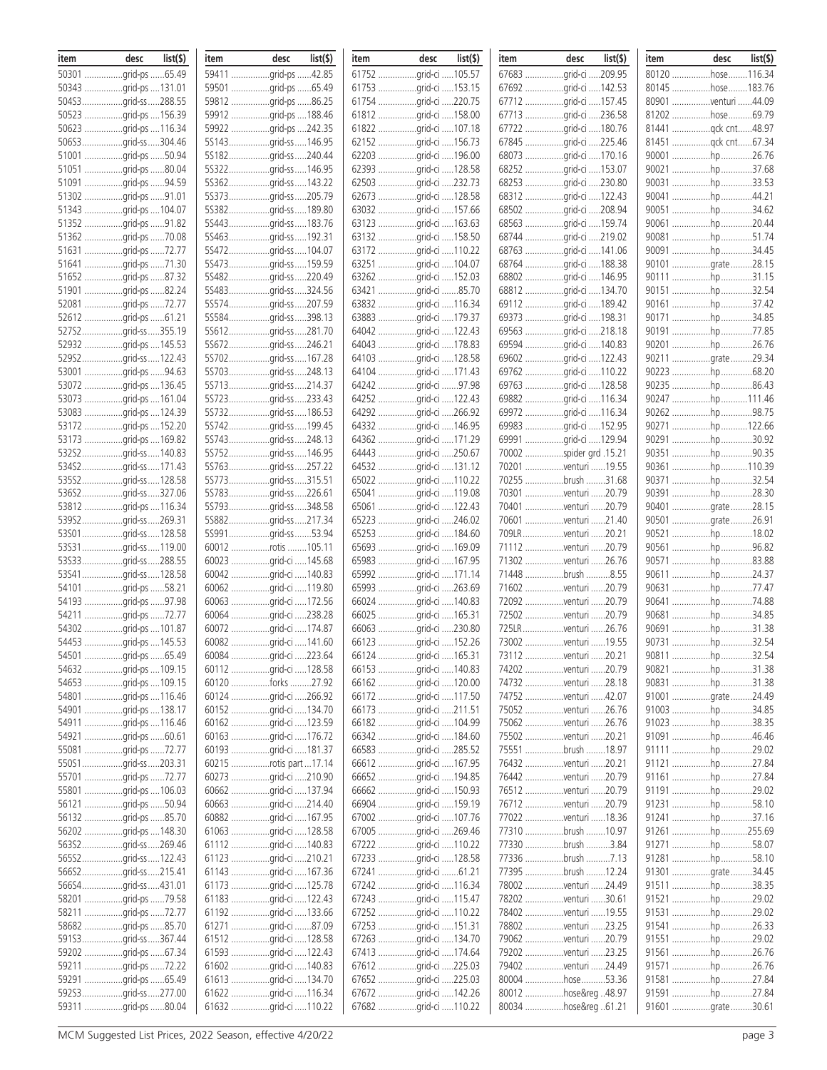| item | desc | list($) |
|---|---|---|
| 50301 | grid-ps | 65.49 |
| 50343 | grid-ps | 131.01 |
| 504S3 | grid-ss | 288.55 |
| 50523 | grid-ps | 156.39 |
| 50623 | grid-ps | 116.34 |
| 506S3 | grid-ss | 304.46 |
| 51001 | grid-ps | 50.94 |
| 51051 | grid-ps | 80.04 |
| 51091 | grid-ps | 94.59 |
| 51302 | grid-ps | 91.01 |
| 51343 | grid-ps | 104.07 |
| 51352 | grid-ps | 91.82 |
| 51362 | grid-ps | 70.08 |
| 51631 | grid-ps | 72.77 |
| 51641 | grid-ps | 71.30 |
| 51652 | grid-ps | 87.32 |
| 51901 | grid-ps | 82.24 |
| 52081 | grid-ps | 72.77 |
| 52612 | grid-ps | 61.21 |
| 527S2 | grid-ss | 355.19 |
| 52932 | grid-ps | 145.53 |
| 529S2 | grid-ss | 122.43 |
| 53001 | grid-ps | 94.63 |
| 53072 | grid-ps | 136.45 |
| 53073 | grid-ps | 161.04 |
| 53083 | grid-ps | 124.39 |
| 53172 | grid-ps | 152.20 |
| 53173 | grid-ps | 169.82 |
| 532S2 | grid-ss | 140.83 |
| 534S2 | grid-ss | 171.43 |
| 535S2 | grid-ss | 128.58 |
| 536S2 | grid-ss | 327.06 |
| 53812 | grid-ps | 116.34 |
| 539S2 | grid-ss | 269.31 |
| 53S01 | grid-ss | 128.58 |
| 53S31 | grid-ss | 119.00 |
| 53S33 | grid-ss | 288.55 |
| 53S41 | grid-ss | 128.58 |
| 54101 | grid-ps | 58.21 |
| 54193 | grid-ps | 97.98 |
| 54211 | grid-ps | 72.77 |
| 54302 | grid-ps | 101.87 |
| 54453 | grid-ps | 145.53 |
| 54501 | grid-ps | 65.49 |
| 54632 | grid-ps | 109.15 |
| 54653 | grid-ps | 109.15 |
| 54801 | grid-ps | 116.46 |
| 54901 | grid-ps | 138.17 |
| 54911 | grid-ps | 116.46 |
| 54921 | grid-ps | 60.61 |
| 55081 | grid-ps | 72.77 |
| 550S1 | grid-ss | 203.31 |
| 55701 | grid-ps | 72.77 |
| 55801 | grid-ps | 106.03 |
| 56121 | grid-ps | 50.94 |
| 56132 | grid-ps | 85.70 |
| 56202 | grid-ps | 148.30 |
| 563S2 | grid-ss | 269.46 |
| 565S2 | grid-ss | 122.43 |
| 566S2 | grid-ss | 215.41 |
| 566S4 | grid-ss | 431.01 |
| 58201 | grid-ps | 79.58 |
| 58211 | grid-ps | 72.77 |
| 58682 | grid-ps | 85.70 |
| 591S3 | grid-ss | 367.44 |
| 59202 | grid-ps | 67.34 |
| 59211 | grid-ps | 72.22 |
| 59291 | grid-ps | 65.49 |
| 592S3 | grid-ss | 277.00 |
| 59311 | grid-ps | 80.04 |
| 59411 | grid-ps | 42.85 |
| 59501 | grid-ps | 65.49 |
| 59812 | grid-ps | 86.25 |
| 59912 | grid-ps | 188.46 |
| 59922 | grid-ps | 242.35 |
| 5S143 | grid-ss | 146.95 |
| 5S182 | grid-ss | 240.44 |
| 5S322 | grid-ss | 146.95 |
| 5S362 | grid-ss | 143.22 |
| 5S373 | grid-ss | 205.79 |
| 5S382 | grid-ss | 189.80 |
| 5S443 | grid-ss | 183.76 |
| 5S463 | grid-ss | 192.31 |
| 5S472 | grid-ss | 104.07 |
| 5S473 | grid-ss | 159.59 |
| 5S482 | grid-ss | 220.49 |
| 5S483 | grid-ss | 324.56 |
| 5S574 | grid-ss | 207.59 |
| 5S584 | grid-ss | 398.13 |
| 5S612 | grid-ss | 281.70 |
| 5S672 | grid-ss | 246.21 |
| 5S702 | grid-ss | 167.28 |
| 5S703 | grid-ss | 248.13 |
| 5S713 | grid-ss | 214.37 |
| 5S723 | grid-ss | 233.43 |
| 5S732 | grid-ss | 186.53 |
| 5S742 | grid-ss | 199.45 |
| 5S743 | grid-ss | 248.13 |
| 5S752 | grid-ss | 146.95 |
| 5S763 | grid-ss | 257.22 |
| 5S773 | grid-ss | 315.51 |
| 5S783 | grid-ss | 226.61 |
| 5S793 | grid-ss | 348.58 |
| 5S882 | grid-ss | 217.34 |
| 5S991 | grid-ss | 53.94 |
| 60012 | rotis | 105.11 |
| 60023 | grid-ci | 145.68 |
| 60042 | grid-ci | 140.83 |
| 60062 | grid-ci | 119.80 |
| 60063 | grid-ci | 172.56 |
| 60064 | grid-ci | 238.28 |
| 60072 | grid-ci | 174.87 |
| 60082 | grid-ci | 141.60 |
| 60084 | grid-ci | 223.64 |
| 60112 | grid-ci | 128.58 |
| 60120 | forks | 27.92 |
| 60124 | grid-ci | 266.92 |
| 60152 | grid-ci | 134.70 |
| 60162 | grid-ci | 123.59 |
| 60163 | grid-ci | 176.72 |
| 60193 | grid-ci | 181.37 |
| 60215 | rotis part | 17.14 |
| 60273 | grid-ci | 210.90 |
| 60662 | grid-ci | 137.94 |
| 60663 | grid-ci | 214.40 |
| 60882 | grid-ci | 167.95 |
| 61063 | grid-ci | 128.58 |
| 61112 | grid-ci | 140.83 |
| 61123 | grid-ci | 210.21 |
| 61143 | grid-ci | 167.36 |
| 61173 | grid-ci | 125.78 |
| 61183 | grid-ci | 122.43 |
| 61192 | grid-ci | 133.66 |
| 61271 | grid-ci | 87.09 |
| 61512 | grid-ci | 128.58 |
| 61593 | grid-ci | 122.43 |
| 61602 | grid-ci | 140.83 |
| 61613 | grid-ci | 134.70 |
| 61622 | grid-ci | 116.34 |
| 61632 | grid-ci | 110.22 |
| 61752 | grid-ci | 105.57 |
| 61753 | grid-ci | 153.15 |
| 61754 | grid-ci | 220.75 |
| 61812 | grid-ci | 158.00 |
| 61822 | grid-ci | 107.18 |
| 62152 | grid-ci | 156.73 |
| 62203 | grid-ci | 196.00 |
| 62393 | grid-ci | 128.58 |
| 62503 | grid-ci | 232.73 |
| 62673 | grid-ci | 128.58 |
| 63032 | grid-ci | 157.66 |
| 63123 | grid-ci | 163.63 |
| 63132 | grid-ci | 158.50 |
| 63172 | grid-ci | 110.22 |
| 63251 | grid-ci | 104.07 |
| 63262 | grid-ci | 152.03 |
| 63421 | grid-ci | 85.70 |
| 63832 | grid-ci | 116.34 |
| 63883 | grid-ci | 179.37 |
| 64042 | grid-ci | 122.43 |
| 64043 | grid-ci | 178.83 |
| 64103 | grid-ci | 128.58 |
| 64104 | grid-ci | 171.43 |
| 64242 | grid-ci | 97.98 |
| 64252 | grid-ci | 122.43 |
| 64292 | grid-ci | 266.92 |
| 64332 | grid-ci | 146.95 |
| 64362 | grid-ci | 171.29 |
| 64443 | grid-ci | 250.67 |
| 64532 | grid-ci | 131.12 |
| 65022 | grid-ci | 110.22 |
| 65041 | grid-ci | 119.08 |
| 65061 | grid-ci | 122.43 |
| 65223 | grid-ci | 246.02 |
| 65253 | grid-ci | 184.60 |
| 65693 | grid-ci | 169.09 |
| 65983 | grid-ci | 167.95 |
| 65992 | grid-ci | 171.14 |
| 65993 | grid-ci | 263.69 |
| 66024 | grid-ci | 140.83 |
| 66025 | grid-ci | 165.31 |
| 66063 | grid-ci | 230.80 |
| 66123 | grid-ci | 152.26 |
| 66124 | grid-ci | 165.31 |
| 66153 | grid-ci | 140.83 |
| 66162 | grid-ci | 120.00 |
| 66172 | grid-ci | 117.50 |
| 66173 | grid-ci | 211.51 |
| 66182 | grid-ci | 104.99 |
| 66342 | grid-ci | 184.60 |
| 66583 | grid-ci | 285.52 |
| 66612 | grid-ci | 167.95 |
| 66652 | grid-ci | 194.85 |
| 66662 | grid-ci | 150.93 |
| 66904 | grid-ci | 159.19 |
| 67002 | grid-ci | 107.76 |
| 67005 | grid-ci | 269.46 |
| 67222 | grid-ci | 110.22 |
| 67233 | grid-ci | 128.58 |
| 67241 | grid-ci | 61.21 |
| 67242 | grid-ci | 116.34 |
| 67243 | grid-ci | 115.47 |
| 67252 | grid-ci | 110.22 |
| 67253 | grid-ci | 151.31 |
| 67263 | grid-ci | 134.70 |
| 67413 | grid-ci | 174.64 |
| 67612 | grid-ci | 225.03 |
| 67652 | grid-ci | 225.03 |
| 67672 | grid-ci | 142.26 |
| 67682 | grid-ci | 110.22 |
| 67683 | grid-ci | 209.95 |
| 67692 | grid-ci | 142.53 |
| 67712 | grid-ci | 157.45 |
| 67713 | grid-ci | 236.58 |
| 67722 | grid-ci | 180.76 |
| 67845 | grid-ci | 225.46 |
| 68073 | grid-ci | 170.16 |
| 68252 | grid-ci | 153.07 |
| 68253 | grid-ci | 230.80 |
| 68312 | grid-ci | 122.43 |
| 68502 | grid-ci | 208.94 |
| 68563 | grid-ci | 159.74 |
| 68744 | grid-ci | 219.02 |
| 68763 | grid-ci | 141.06 |
| 68764 | grid-ci | 188.38 |
| 68802 | grid-ci | 146.95 |
| 68812 | grid-ci | 134.70 |
| 69112 | grid-ci | 189.42 |
| 69373 | grid-ci | 198.31 |
| 69563 | grid-ci | 218.18 |
| 69594 | grid-ci | 140.83 |
| 69602 | grid-ci | 122.43 |
| 69762 | grid-ci | 110.22 |
| 69763 | grid-ci | 128.58 |
| 69882 | grid-ci | 116.34 |
| 69972 | grid-ci | 116.34 |
| 69983 | grid-ci | 152.95 |
| 69991 | grid-ci | 129.94 |
| 70002 | spider grd | 15.21 |
| 70201 | venturi | 19.55 |
| 70255 | brush | 31.68 |
| 70301 | venturi | 20.79 |
| 70401 | venturi | 20.79 |
| 70601 | venturi | 21.40 |
| 709LR | venturi | 20.21 |
| 71112 | venturi | 20.79 |
| 71302 | venturi | 26.76 |
| 71448 | brush | 8.55 |
| 71602 | venturi | 20.79 |
| 72092 | venturi | 20.79 |
| 72502 | venturi | 20.79 |
| 725LR | venturi | 26.76 |
| 73002 | venturi | 19.55 |
| 73112 | venturi | 20.21 |
| 74202 | venturi | 20.79 |
| 74732 | venturi | 28.18 |
| 74752 | venturi | 42.07 |
| 75052 | venturi | 26.76 |
| 75062 | venturi | 26.76 |
| 75502 | venturi | 20.21 |
| 75551 | brush | 18.97 |
| 76432 | venturi | 20.21 |
| 76442 | venturi | 20.79 |
| 76512 | venturi | 20.79 |
| 76712 | venturi | 20.79 |
| 77022 | venturi | 18.36 |
| 77310 | brush | 10.97 |
| 77330 | brush | 3.84 |
| 77336 | brush | 7.13 |
| 77395 | brush | 12.24 |
| 78002 | venturi | 24.49 |
| 78202 | venturi | 30.61 |
| 78402 | venturi | 19.55 |
| 78802 | venturi | 23.25 |
| 79062 | venturi | 20.79 |
| 79202 | venturi | 23.25 |
| 79402 | venturi | 24.49 |
| 80004 | hose | 53.36 |
| 80012 | hose&reg | 48.97 |
| 80034 | hose&reg | 61.21 |
| 80120 | hose | 116.34 |
| 80145 | hose | 183.76 |
| 80901 | venturi | 44.09 |
| 81202 | hose | 69.79 |
| 81441 | qck cnt | 48.97 |
| 81451 | qck cnt | 67.34 |
| 90001 | hp | 26.76 |
| 90021 | hp | 37.68 |
| 90031 | hp | 33.53 |
| 90041 | hp | 44.21 |
| 90051 | hp | 34.62 |
| 90061 | hp | 20.44 |
| 90081 | hp | 51.74 |
| 90091 | hp | 34.45 |
| 90101 | grate | 28.15 |
| 90111 | hp | 31.15 |
| 90151 | hp | 32.54 |
| 90161 | hp | 37.42 |
| 90171 | hp | 34.85 |
| 90191 | hp | 77.85 |
| 90201 | hp | 26.76 |
| 90211 | grate | 29.34 |
| 90223 | hp | 68.20 |
| 90235 | hp | 86.43 |
| 90247 | hp | 111.46 |
| 90262 | hp | 98.75 |
| 90271 | hp | 122.66 |
| 90291 | hp | 30.92 |
| 90351 | hp | 90.35 |
| 90361 | hp | 110.39 |
| 90371 | hp | 32.54 |
| 90391 | hp | 28.30 |
| 90401 | grate | 28.15 |
| 90501 | grate | 26.91 |
| 90521 | hp | 18.02 |
| 90561 | hp | 96.82 |
| 90571 | hp | 83.88 |
| 90611 | hp | 24.37 |
| 90631 | hp | 77.47 |
| 90641 | hp | 74.88 |
| 90681 | hp | 34.85 |
| 90691 | hp | 31.38 |
| 90731 | hp | 32.54 |
| 90811 | hp | 32.54 |
| 90821 | hp | 31.38 |
| 90831 | hp | 31.38 |
| 91001 | grate | 24.49 |
| 91003 | hp | 34.85 |
| 91023 | hp | 38.35 |
| 91091 | hp | 46.46 |
| 91111 | hp | 29.02 |
| 91121 | hp | 27.84 |
| 91161 | hp | 27.84 |
| 91191 | hp | 29.02 |
| 91231 | hp | 58.10 |
| 91241 | hp | 37.16 |
| 91261 | hp | 255.69 |
| 91271 | hp | 58.07 |
| 91281 | hp | 58.10 |
| 91301 | grate | 34.45 |
| 91511 | hp | 38.35 |
| 91521 | hp | 29.02 |
| 91531 | hp | 29.02 |
| 91541 | hp | 26.33 |
| 91551 | hp | 29.02 |
| 91561 | hp | 26.76 |
| 91571 | hp | 26.76 |
| 91581 | hp | 27.84 |
| 91591 | hp | 27.84 |
| 91601 | grate | 30.61 |

MCM Suggested List Prices, 2022 Season, effective 4/20/22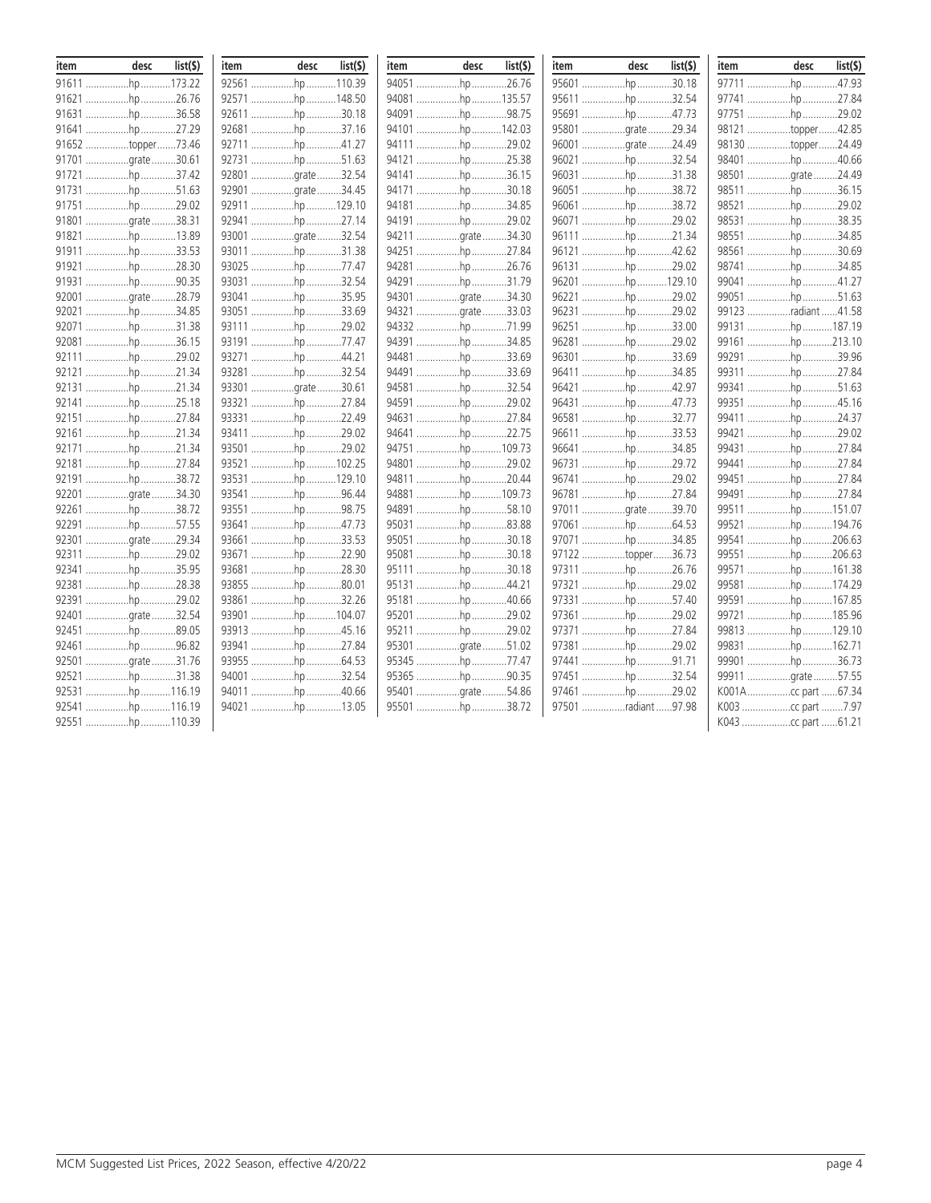| item | desc | list($) |
|---|---|---|
| 91611 | hp | 173.22 |
| 91621 | hp | 26.76 |
| 91631 | hp | 36.58 |
| 91641 | hp | 27.29 |
| 91652 | topper | 73.46 |
| 91701 | grate | 30.61 |
| 91721 | hp | 37.42 |
| 91731 | hp | 51.63 |
| 91751 | hp | 29.02 |
| 91801 | grate | 38.31 |
| 91821 | hp | 13.89 |
| 91911 | hp | 33.53 |
| 91921 | hp | 28.30 |
| 91931 | hp | 90.35 |
| 92001 | grate | 28.79 |
| 92021 | hp | 34.85 |
| 92071 | hp | 31.38 |
| 92081 | hp | 36.15 |
| 92111 | hp | 29.02 |
| 92121 | hp | 21.34 |
| 92131 | hp | 21.34 |
| 92141 | hp | 25.18 |
| 92151 | hp | 27.84 |
| 92161 | hp | 21.34 |
| 92171 | hp | 21.34 |
| 92181 | hp | 27.84 |
| 92191 | hp | 38.72 |
| 92201 | grate | 34.30 |
| 92261 | hp | 38.72 |
| 92291 | hp | 57.55 |
| 92301 | grate | 29.34 |
| 92311 | hp | 29.02 |
| 92341 | hp | 35.95 |
| 92381 | hp | 28.38 |
| 92391 | hp | 29.02 |
| 92401 | grate | 32.54 |
| 92451 | hp | 89.05 |
| 92461 | hp | 96.82 |
| 92501 | grate | 31.76 |
| 92521 | hp | 31.38 |
| 92531 | hp | 116.19 |
| 92541 | hp | 116.19 |
| 92551 | hp | 110.39 |
| 92561 | hp | 110.39 |
| 92571 | hp | 148.50 |
| 92611 | hp | 30.18 |
| 92681 | hp | 37.16 |
| 92711 | hp | 41.27 |
| 92731 | hp | 51.63 |
| 92801 | grate | 32.54 |
| 92901 | grate | 34.45 |
| 92911 | hp | 129.10 |
| 92941 | hp | 27.14 |
| 93001 | grate | 32.54 |
| 93011 | hp | 31.38 |
| 93025 | hp | 77.47 |
| 93031 | hp | 32.54 |
| 93041 | hp | 35.95 |
| 93051 | hp | 33.69 |
| 93111 | hp | 29.02 |
| 93191 | hp | 77.47 |
| 93271 | hp | 44.21 |
| 93281 | hp | 32.54 |
| 93301 | grate | 30.61 |
| 93321 | hp | 27.84 |
| 93331 | hp | 22.49 |
| 93411 | hp | 29.02 |
| 93501 | hp | 29.02 |
| 93521 | hp | 102.25 |
| 93531 | hp | 129.10 |
| 93541 | hp | 96.44 |
| 93551 | hp | 98.75 |
| 93641 | hp | 47.73 |
| 93661 | hp | 33.53 |
| 93671 | hp | 22.90 |
| 93681 | hp | 28.30 |
| 93855 | hp | 80.01 |
| 93861 | hp | 32.26 |
| 93901 | hp | 104.07 |
| 93913 | hp | 45.16 |
| 93941 | hp | 27.84 |
| 93955 | hp | 64.53 |
| 94001 | hp | 32.54 |
| 94011 | hp | 40.66 |
| 94021 | hp | 13.05 |
| 94051 | hp | 26.76 |
| 94081 | hp | 135.57 |
| 94091 | hp | 98.75 |
| 94101 | hp | 142.03 |
| 94111 | hp | 29.02 |
| 94121 | hp | 25.38 |
| 94141 | hp | 36.15 |
| 94171 | hp | 30.18 |
| 94181 | hp | 34.85 |
| 94191 | hp | 29.02 |
| 94211 | grate | 34.30 |
| 94251 | hp | 27.84 |
| 94281 | hp | 26.76 |
| 94291 | hp | 31.79 |
| 94301 | grate | 34.30 |
| 94321 | grate | 33.03 |
| 94332 | hp | 71.99 |
| 94391 | hp | 34.85 |
| 94481 | hp | 33.69 |
| 94491 | hp | 33.69 |
| 94581 | hp | 32.54 |
| 94591 | hp | 29.02 |
| 94631 | hp | 27.84 |
| 94641 | hp | 22.75 |
| 94751 | hp | 109.73 |
| 94801 | hp | 29.02 |
| 94811 | hp | 20.44 |
| 94881 | hp | 109.73 |
| 94891 | hp | 58.10 |
| 95031 | hp | 83.88 |
| 95051 | hp | 30.18 |
| 95081 | hp | 30.18 |
| 95111 | hp | 30.18 |
| 95131 | hp | 44.21 |
| 95181 | hp | 40.66 |
| 95201 | hp | 29.02 |
| 95211 | hp | 29.02 |
| 95301 | grate | 51.02 |
| 95345 | hp | 77.47 |
| 95365 | hp | 90.35 |
| 95401 | grate | 54.86 |
| 95501 | hp | 38.72 |
| 95601 | hp | 30.18 |
| 95611 | hp | 32.54 |
| 95691 | hp | 47.73 |
| 95801 | grate | 29.34 |
| 96001 | grate | 24.49 |
| 96021 | hp | 32.54 |
| 96031 | hp | 31.38 |
| 96051 | hp | 38.72 |
| 96061 | hp | 38.72 |
| 96071 | hp | 29.02 |
| 96111 | hp | 21.34 |
| 96121 | hp | 42.62 |
| 96131 | hp | 29.02 |
| 96201 | hp | 129.10 |
| 96221 | hp | 29.02 |
| 96231 | hp | 29.02 |
| 96251 | hp | 33.00 |
| 96281 | hp | 29.02 |
| 96301 | hp | 33.69 |
| 96411 | hp | 34.85 |
| 96421 | hp | 42.97 |
| 96431 | hp | 47.73 |
| 96581 | hp | 32.77 |
| 96611 | hp | 33.53 |
| 96641 | hp | 34.85 |
| 96731 | hp | 29.72 |
| 96741 | hp | 29.02 |
| 96781 | hp | 27.84 |
| 97011 | grate | 39.70 |
| 97061 | hp | 64.53 |
| 97071 | hp | 34.85 |
| 97122 | topper | 36.73 |
| 97311 | hp | 26.76 |
| 97321 | hp | 29.02 |
| 97331 | hp | 57.40 |
| 97361 | hp | 29.02 |
| 97371 | hp | 27.84 |
| 97381 | hp | 29.02 |
| 97441 | hp | 91.71 |
| 97451 | hp | 32.54 |
| 97461 | hp | 29.02 |
| 97501 | radiant | 97.98 |
| 97711 | hp | 47.93 |
| 97741 | hp | 27.84 |
| 97751 | hp | 29.02 |
| 98121 | topper | 42.85 |
| 98130 | topper | 24.49 |
| 98401 | hp | 40.66 |
| 98501 | grate | 24.49 |
| 98511 | hp | 36.15 |
| 98521 | hp | 29.02 |
| 98531 | hp | 38.35 |
| 98551 | hp | 34.85 |
| 98561 | hp | 30.69 |
| 98741 | hp | 34.85 |
| 99041 | hp | 41.27 |
| 99051 | hp | 51.63 |
| 99123 | radiant | 41.58 |
| 99131 | hp | 187.19 |
| 99161 | hp | 213.10 |
| 99291 | hp | 39.96 |
| 99311 | hp | 27.84 |
| 99341 | hp | 51.63 |
| 99351 | hp | 45.16 |
| 99411 | hp | 24.37 |
| 99421 | hp | 29.02 |
| 99431 | hp | 27.84 |
| 99441 | hp | 27.84 |
| 99451 | hp | 27.84 |
| 99491 | hp | 27.84 |
| 99511 | hp | 151.07 |
| 99521 | hp | 194.76 |
| 99541 | hp | 206.63 |
| 99551 | hp | 206.63 |
| 99571 | hp | 161.38 |
| 99581 | hp | 174.29 |
| 99591 | hp | 167.85 |
| 99721 | hp | 185.96 |
| 99813 | hp | 129.10 |
| 99831 | hp | 162.71 |
| 99901 | hp | 36.73 |
| 99911 | grate | 57.55 |
| K001A | cc part | 67.34 |
| K003 | cc part | 7.97 |
| K043 | cc part | 61.21 |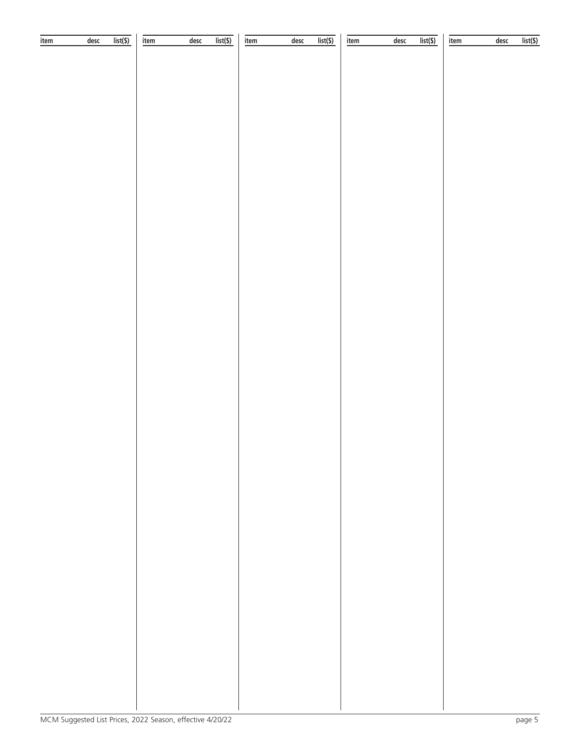| item | desc | list($) | item | desc | list($) | item | desc | list($) | item | desc | list($) | item | desc | list($) |
|---|---|---|---|---|---|---|---|---|---|---|---|---|---|---|